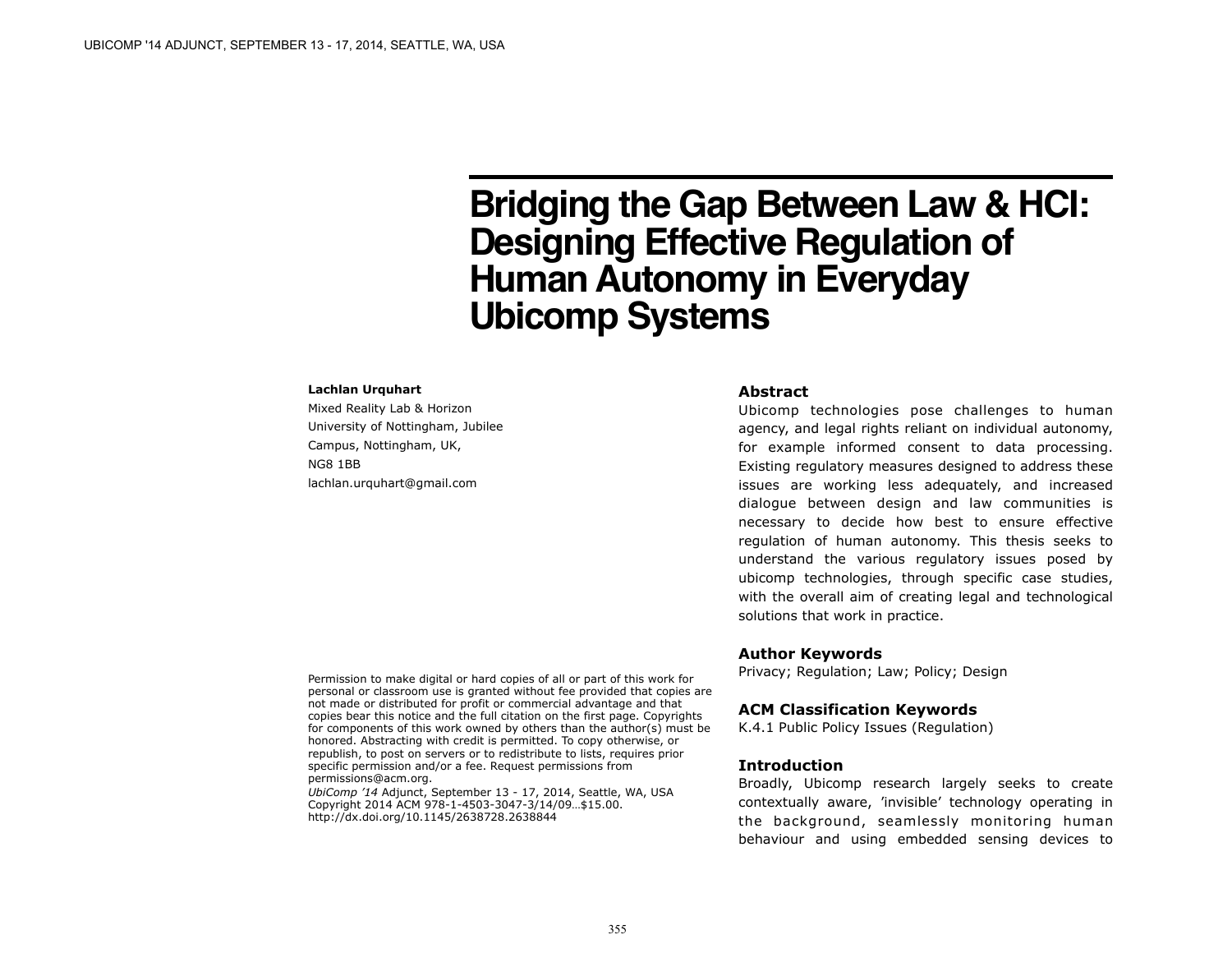# Bridging the Gap Between Law & HCI: Designing Effective Regulation of Human Autonomy in Everyday Ubicomp Systems

**Lachlan Urquhart**

Mixed Reality Lab & Horizon
University of Nottingham, Jubilee
Campus, Nottingham, UK,
NG8 1BB
lachlan.urquhart@gmail.com

Permission to make digital or hard copies of all or part of this work for personal or classroom use is granted without fee provided that copies are not made or distributed for profit or commercial advantage and that copies bear this notice and the full citation on the first page. Copyrights for components of this work owned by others than the author(s) must be honored. Abstracting with credit is permitted. To copy otherwise, or republish, to post on servers or to redistribute to lists, requires prior specific permission and/or a fee. Request permissions from permissions@acm.org.
*UbiComp '14* Adjunct, September 13 - 17, 2014, Seattle, WA, USA
Copyright 2014 ACM 978-1-4503-3047-3/14/09…$15.00.
http://dx.doi.org/10.1145/2638728.2638844

## Abstract

Ubicomp technologies pose challenges to human agency, and legal rights reliant on individual autonomy, for example informed consent to data processing. Existing regulatory measures designed to address these issues are working less adequately, and increased dialogue between design and law communities is necessary to decide how best to ensure effective regulation of human autonomy. This thesis seeks to understand the various regulatory issues posed by ubicomp technologies, through specific case studies, with the overall aim of creating legal and technological solutions that work in practice.

## Author Keywords

Privacy; Regulation; Law; Policy; Design

## ACM Classification Keywords

K.4.1 Public Policy Issues (Regulation)

## Introduction

Broadly, Ubicomp research largely seeks to create contextually aware, 'invisible' technology operating in the background, seamlessly monitoring human behaviour and using embedded sensing devices to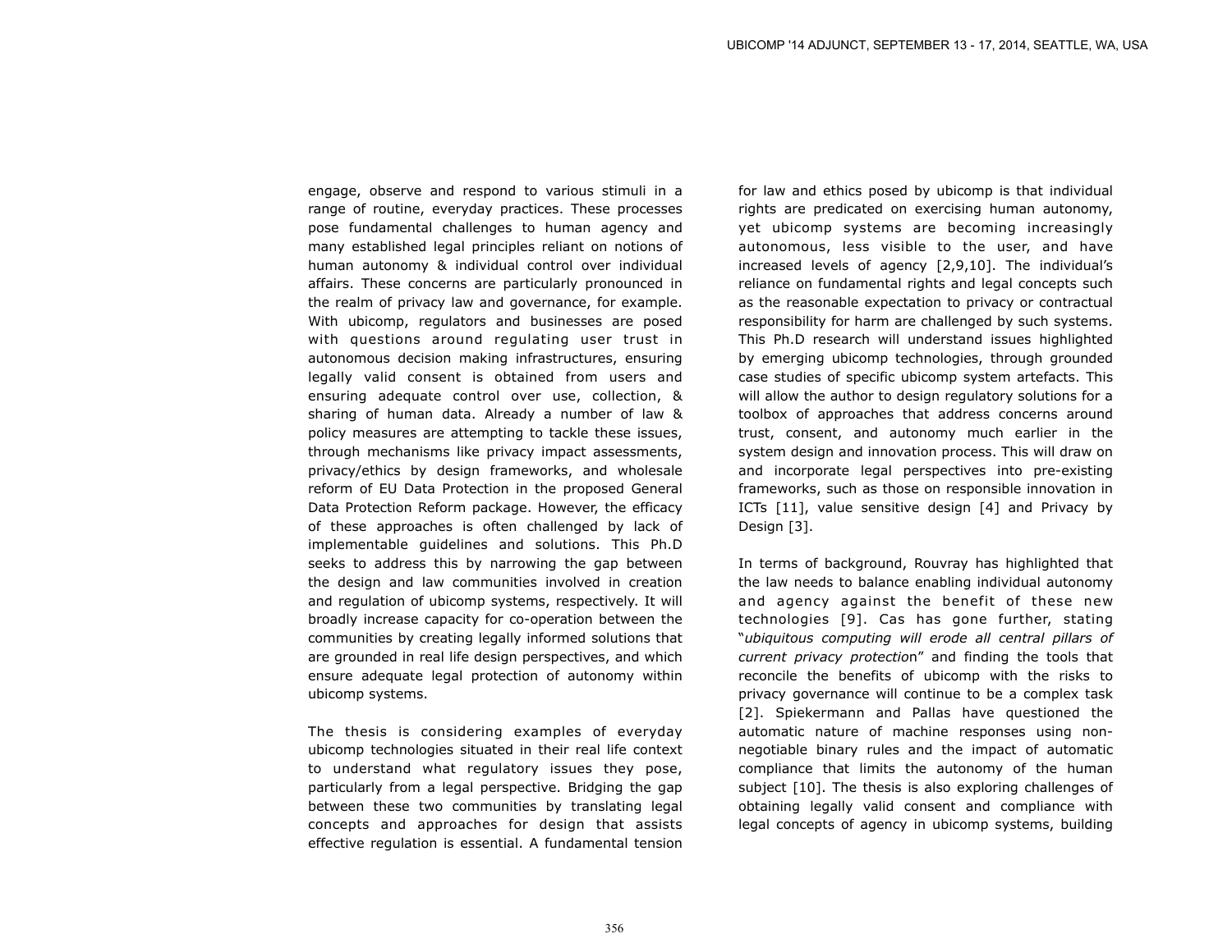engage, observe and respond to various stimuli in a range of routine, everyday practices. These processes pose fundamental challenges to human agency and many established legal principles reliant on notions of human autonomy & individual control over individual affairs. These concerns are particularly pronounced in the realm of privacy law and governance, for example. With ubicomp, regulators and businesses are posed with questions around regulating user trust in autonomous decision making infrastructures, ensuring legally valid consent is obtained from users and ensuring adequate control over use, collection, & sharing of human data. Already a number of law & policy measures are attempting to tackle these issues, through mechanisms like privacy impact assessments, privacy/ethics by design frameworks, and wholesale reform of EU Data Protection in the proposed General Data Protection Reform package. However, the efficacy of these approaches is often challenged by lack of implementable guidelines and solutions. This Ph.D seeks to address this by narrowing the gap between the design and law communities involved in creation and regulation of ubicomp systems, respectively. It will broadly increase capacity for co-operation between the communities by creating legally informed solutions that are grounded in real life design perspectives, and which ensure adequate legal protection of autonomy within ubicomp systems.

The thesis is considering examples of everyday ubicomp technologies situated in their real life context to understand what regulatory issues they pose, particularly from a legal perspective. Bridging the gap between these two communities by translating legal concepts and approaches for design that assists effective regulation is essential. A fundamental tension for law and ethics posed by ubicomp is that individual rights are predicated on exercising human autonomy, yet ubicomp systems are becoming increasingly autonomous, less visible to the user, and have increased levels of agency [2,9,10]. The individual's reliance on fundamental rights and legal concepts such as the reasonable expectation to privacy or contractual responsibility for harm are challenged by such systems. This Ph.D research will understand issues highlighted by emerging ubicomp technologies, through grounded case studies of specific ubicomp system artefacts. This will allow the author to design regulatory solutions for a toolbox of approaches that address concerns around trust, consent, and autonomy much earlier in the system design and innovation process. This will draw on and incorporate legal perspectives into pre-existing frameworks, such as those on responsible innovation in ICTs [11], value sensitive design [4] and Privacy by Design [3].

In terms of background, Rouvray has highlighted that the law needs to balance enabling individual autonomy and agency against the benefit of these new technologies [9]. Cas has gone further, stating "*ubiquitous computing will erode all central pillars of current privacy protection*" and finding the tools that reconcile the benefits of ubicomp with the risks to privacy governance will continue to be a complex task [2]. Spiekermann and Pallas have questioned the automatic nature of machine responses using non-negotiable binary rules and the impact of automatic compliance that limits the autonomy of the human subject [10]. The thesis is also exploring challenges of obtaining legally valid consent and compliance with legal concepts of agency in ubicomp systems, building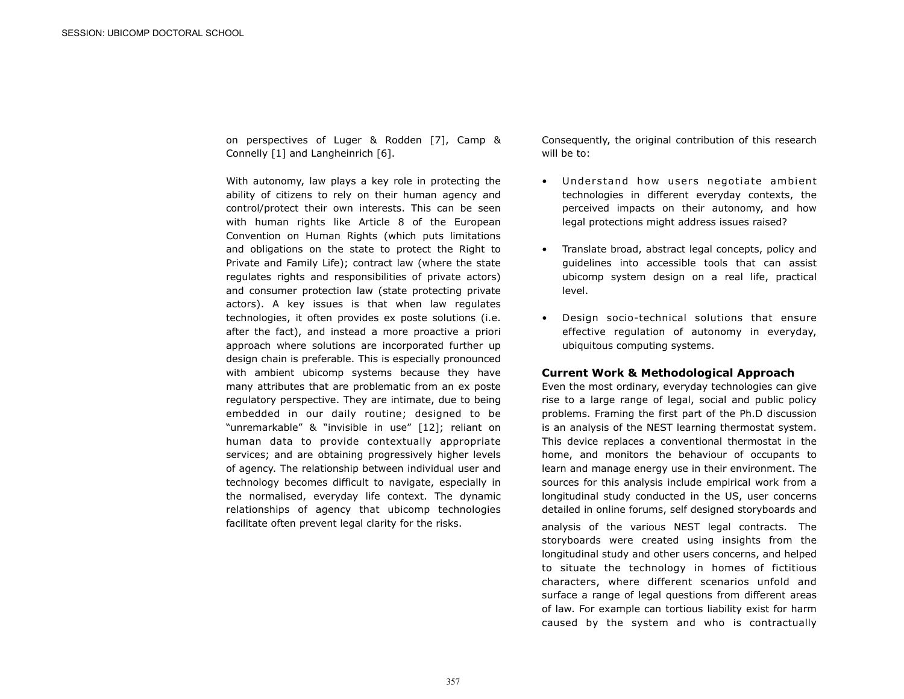on perspectives of Luger & Rodden [7], Camp & Connelly [1] and Langheinrich [6].

With autonomy, law plays a key role in protecting the ability of citizens to rely on their human agency and control/protect their own interests. This can be seen with human rights like Article 8 of the European Convention on Human Rights (which puts limitations and obligations on the state to protect the Right to Private and Family Life); contract law (where the state regulates rights and responsibilities of private actors) and consumer protection law (state protecting private actors). A key issues is that when law regulates technologies, it often provides ex poste solutions (i.e. after the fact), and instead a more proactive a priori approach where solutions are incorporated further up design chain is preferable. This is especially pronounced with ambient ubicomp systems because they have many attributes that are problematic from an ex poste regulatory perspective. They are intimate, due to being embedded in our daily routine; designed to be "unremarkable" & "invisible in use" [12]; reliant on human data to provide contextually appropriate services; and are obtaining progressively higher levels of agency. The relationship between individual user and technology becomes difficult to navigate, especially in the normalised, everyday life context. The dynamic relationships of agency that ubicomp technologies facilitate often prevent legal clarity for the risks.

Consequently, the original contribution of this research will be to:

- Understand how users negotiate ambient technologies in different everyday contexts, the perceived impacts on their autonomy, and how legal protections might address issues raised?
- Translate broad, abstract legal concepts, policy and guidelines into accessible tools that can assist ubicomp system design on a real life, practical level.
- Design socio-technical solutions that ensure effective regulation of autonomy in everyday, ubiquitous computing systems.

## Current Work & Methodological Approach

Even the most ordinary, everyday technologies can give rise to a large range of legal, social and public policy problems. Framing the first part of the Ph.D discussion is an analysis of the NEST learning thermostat system. This device replaces a conventional thermostat in the home, and monitors the behaviour of occupants to learn and manage energy use in their environment. The sources for this analysis include empirical work from a longitudinal study conducted in the US, user concerns detailed in online forums, self designed storyboards and analysis of the various NEST legal contracts. The storyboards were created using insights from the longitudinal study and other users concerns, and helped to situate the technology in homes of fictitious characters, where different scenarios unfold and surface a range of legal questions from different areas of law. For example can tortious liability exist for harm caused by the system and who is contractually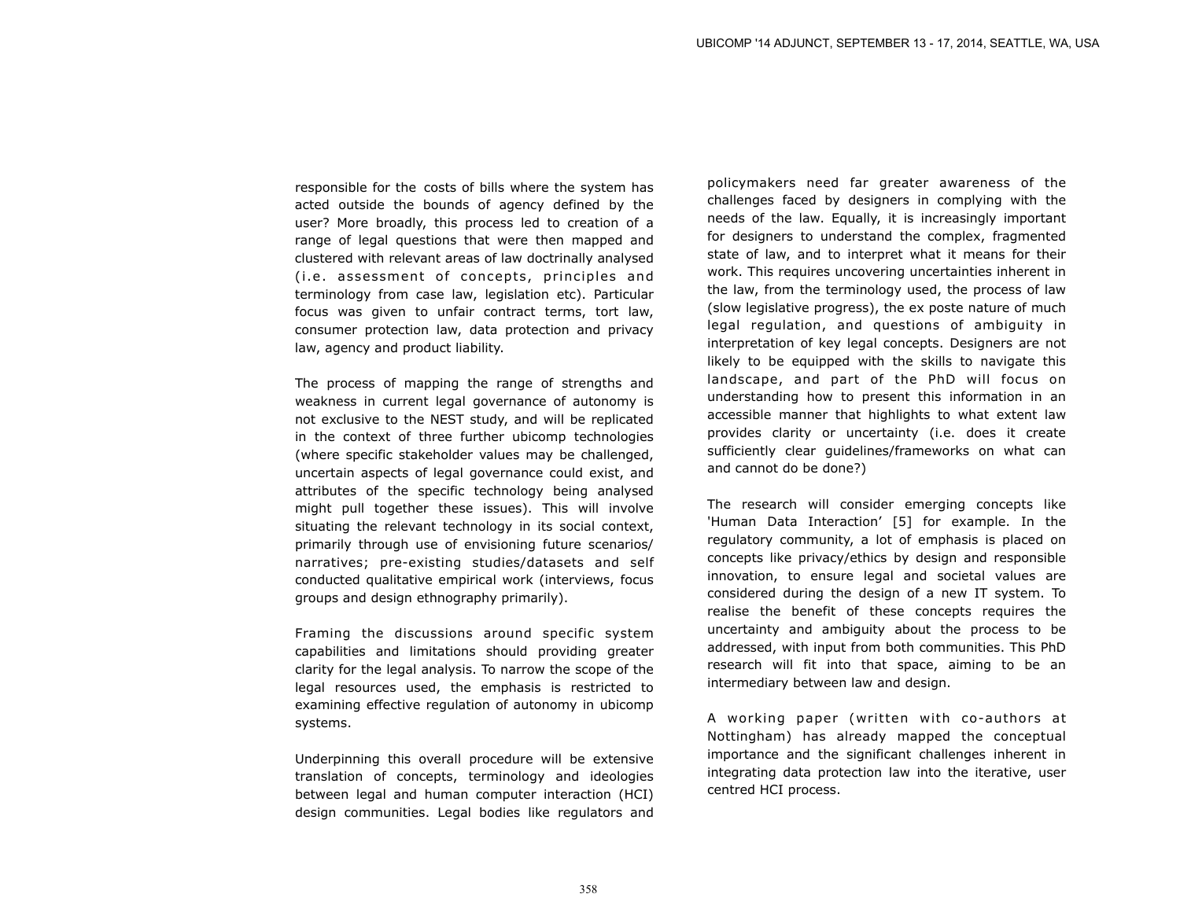responsible for the costs of bills where the system has acted outside the bounds of agency defined by the user? More broadly, this process led to creation of a range of legal questions that were then mapped and clustered with relevant areas of law doctrinally analysed (i.e. assessment of concepts, principles and terminology from case law, legislation etc). Particular focus was given to unfair contract terms, tort law, consumer protection law, data protection and privacy law, agency and product liability.

The process of mapping the range of strengths and weakness in current legal governance of autonomy is not exclusive to the NEST study, and will be replicated in the context of three further ubicomp technologies (where specific stakeholder values may be challenged, uncertain aspects of legal governance could exist, and attributes of the specific technology being analysed might pull together these issues). This will involve situating the relevant technology in its social context, primarily through use of envisioning future scenarios/narratives; pre-existing studies/datasets and self conducted qualitative empirical work (interviews, focus groups and design ethnography primarily).

Framing the discussions around specific system capabilities and limitations should providing greater clarity for the legal analysis. To narrow the scope of the legal resources used, the emphasis is restricted to examining effective regulation of autonomy in ubicomp systems.

Underpinning this overall procedure will be extensive translation of concepts, terminology and ideologies between legal and human computer interaction (HCI) design communities. Legal bodies like regulators and policymakers need far greater awareness of the challenges faced by designers in complying with the needs of the law. Equally, it is increasingly important for designers to understand the complex, fragmented state of law, and to interpret what it means for their work. This requires uncovering uncertainties inherent in the law, from the terminology used, the process of law (slow legislative progress), the ex poste nature of much legal regulation, and questions of ambiguity in interpretation of key legal concepts. Designers are not likely to be equipped with the skills to navigate this landscape, and part of the PhD will focus on understanding how to present this information in an accessible manner that highlights to what extent law provides clarity or uncertainty (i.e. does it create sufficiently clear guidelines/frameworks on what can and cannot do be done?)

The research will consider emerging concepts like 'Human Data Interaction' [5] for example. In the regulatory community, a lot of emphasis is placed on concepts like privacy/ethics by design and responsible innovation, to ensure legal and societal values are considered during the design of a new IT system. To realise the benefit of these concepts requires the uncertainty and ambiguity about the process to be addressed, with input from both communities. This PhD research will fit into that space, aiming to be an intermediary between law and design.

A working paper (written with co-authors at Nottingham) has already mapped the conceptual importance and the significant challenges inherent in integrating data protection law into the iterative, user centred HCI process.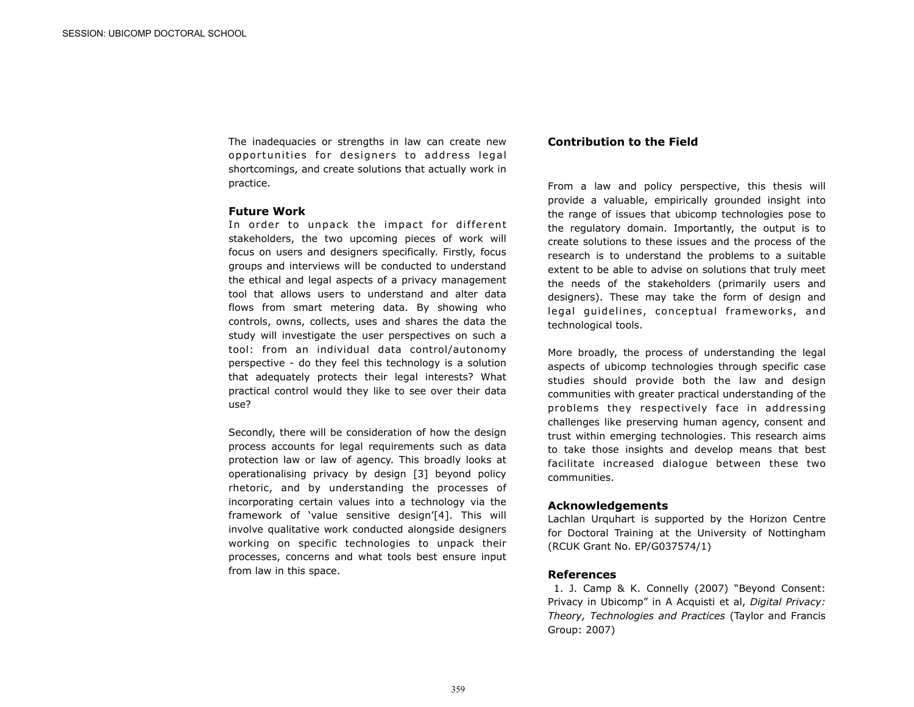The inadequacies or strengths in law can create new opportunities for designers to address legal shortcomings, and create solutions that actually work in practice.

### Future Work

In order to unpack the impact for different stakeholders, the two upcoming pieces of work will focus on users and designers specifically. Firstly, focus groups and interviews will be conducted to understand the ethical and legal aspects of a privacy management tool that allows users to understand and alter data flows from smart metering data. By showing who controls, owns, collects, uses and shares the data the study will investigate the user perspectives on such a tool: from an individual data control/autonomy perspective - do they feel this technology is a solution that adequately protects their legal interests? What practical control would they like to see over their data use?

Secondly, there will be consideration of how the design process accounts for legal requirements such as data protection law or law of agency. This broadly looks at operationalising privacy by design [3] beyond policy rhetoric, and by understanding the processes of incorporating certain values into a technology via the framework of 'value sensitive design'[4]. This will involve qualitative work conducted alongside designers working on specific technologies to unpack their processes, concerns and what tools best ensure input from law in this space.

### Contribution to the Field

From a law and policy perspective, this thesis will provide a valuable, empirically grounded insight into the range of issues that ubicomp technologies pose to the regulatory domain. Importantly, the output is to create solutions to these issues and the process of the research is to understand the problems to a suitable extent to be able to advise on solutions that truly meet the needs of the stakeholders (primarily users and designers). These may take the form of design and legal guidelines, conceptual frameworks, and technological tools.

More broadly, the process of understanding the legal aspects of ubicomp technologies through specific case studies should provide both the law and design communities with greater practical understanding of the problems they respectively face in addressing challenges like preserving human agency, consent and trust within emerging technologies. This research aims to take those insights and develop means that best facilitate increased dialogue between these two communities.

### Acknowledgements

Lachlan Urquhart is supported by the Horizon Centre for Doctoral Training at the University of Nottingham (RCUK Grant No. EP/G037574/1)

### References

1. J. Camp & K. Connelly (2007) "Beyond Consent: Privacy in Ubicomp" in A Acquisti et al, *Digital Privacy: Theory, Technologies and Practices* (Taylor and Francis Group: 2007)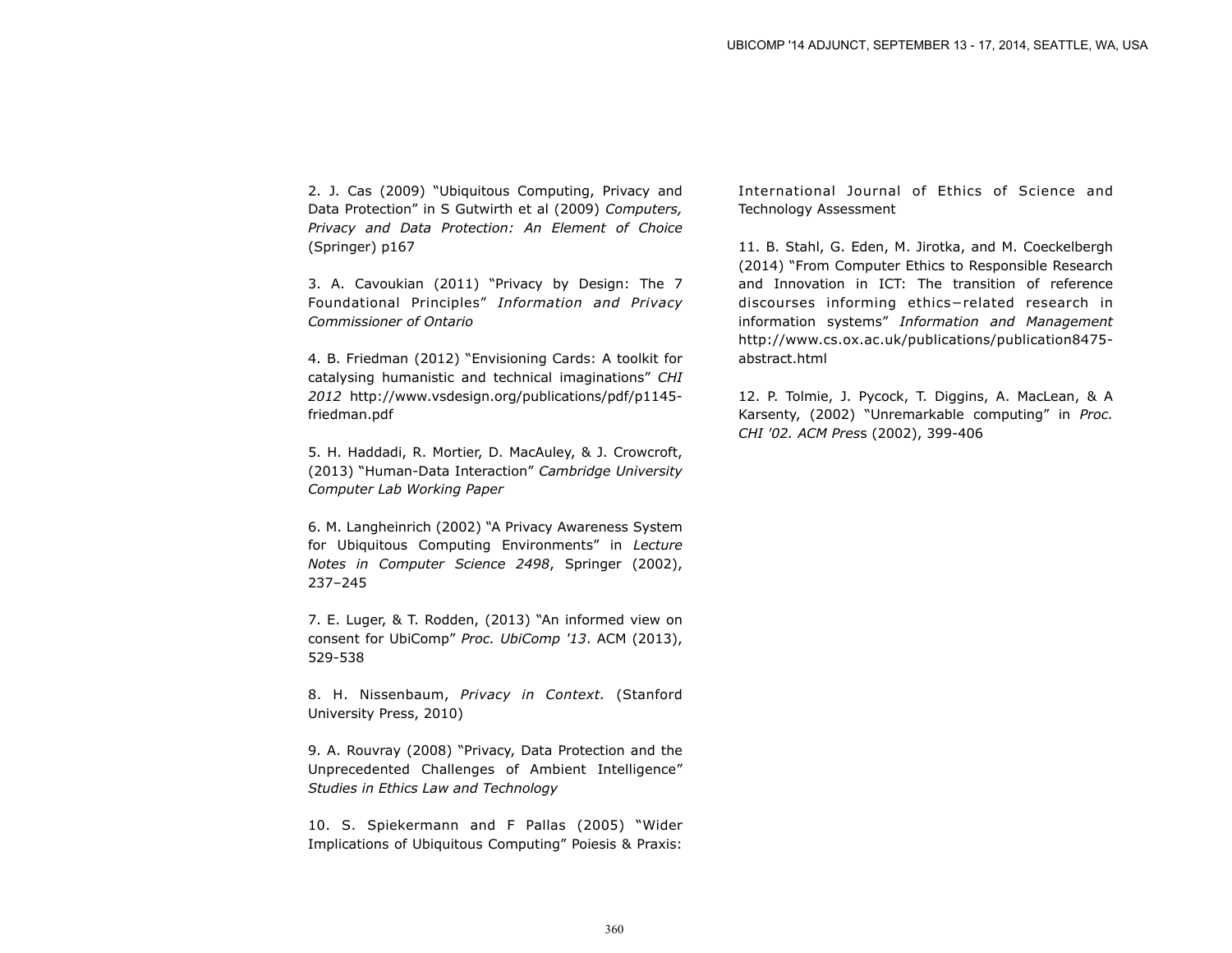2. J. Cas (2009) “Ubiquitous Computing, Privacy and Data Protection” in S Gutwirth et al (2009) *Computers, Privacy and Data Protection: An Element of Choice* (Springer) p167

3. A. Cavoukian (2011) “Privacy by Design: The 7 Foundational Principles” *Information and Privacy Commissioner of Ontario*

4. B. Friedman (2012) “Envisioning Cards: A toolkit for catalysing humanistic and technical imaginations” *CHI 2012* http://www.vsdesign.org/publications/pdf/p1145-friedman.pdf

5. H. Haddadi, R. Mortier, D. MacAuley, & J. Crowcroft, (2013) “Human-Data Interaction” *Cambridge University Computer Lab Working Paper*

6. M. Langheinrich (2002) “A Privacy Awareness System for Ubiquitous Computing Environments” in *Lecture Notes in Computer Science 2498*, Springer (2002), 237–245

7. E. Luger, & T. Rodden, (2013) “An informed view on consent for UbiComp” *Proc. UbiComp '13*. ACM (2013), 529-538

8. H. Nissenbaum, *Privacy in Context.* (Stanford University Press, 2010)

9. A. Rouvray (2008) “Privacy, Data Protection and the Unprecedented Challenges of Ambient Intelligence” *Studies in Ethics Law and Technology*

10. S. Spiekermann and F Pallas (2005) “Wider Implications of Ubiquitous Computing” Poiesis & Praxis: International Journal of Ethics of Science and Technology Assessment

11. B. Stahl, G. Eden, M. Jirotka, and M. Coeckelbergh (2014) “From Computer Ethics to Responsible Research and Innovation in ICT: The transition of reference discourses informing ethics−related research in information systems” *Information and Management* http://www.cs.ox.ac.uk/publications/publication8475-abstract.html

12. P. Tolmie, J. Pycock, T. Diggins, A. MacLean, & A Karsenty, (2002) “Unremarkable computing” in *Proc. CHI '02. ACM Press* (2002), 399-406